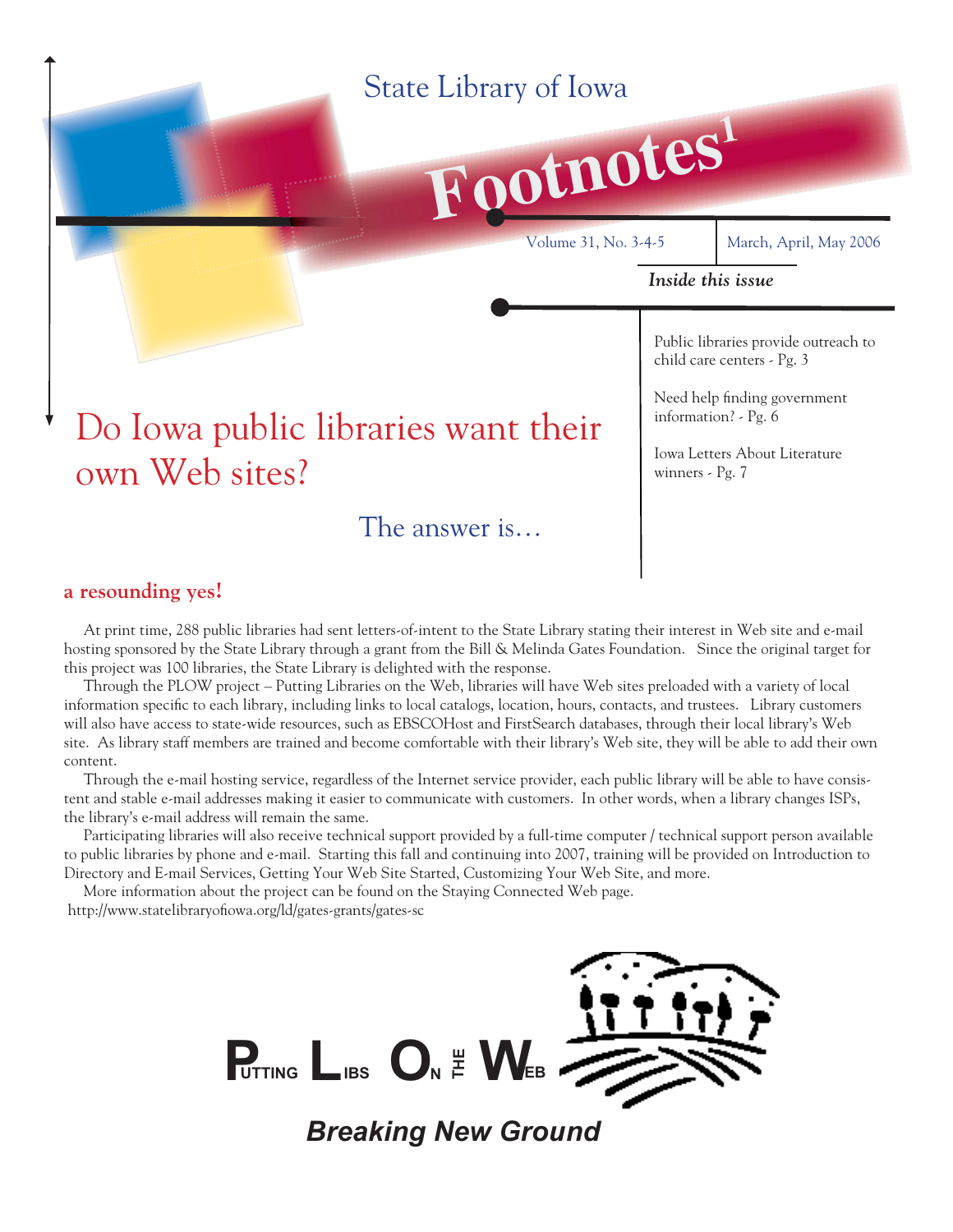State Library of Iowa

# Footnotes[1]

Volume 31, No. 3-4-5 | March, April, May 2006

***Inside this issue***

- Public libraries provide outreach to child care centers - Pg. 3
- Need help finding government information? - Pg. 6
- Iowa Letters About Literature winners - Pg. 7

# Do Iowa public libraries want their own Web sites?

## The answer is…

### a resounding yes!

At print time, 288 public libraries had sent letters-of-intent to the State Library stating their interest in Web site and e-mail hosting sponsored by the State Library through a grant from the Bill & Melinda Gates Foundation. Since the original target for this project was 100 libraries, the State Library is delighted with the response.

Through the PLOW project – Putting Libraries on the Web, libraries will have Web sites preloaded with a variety of local information specific to each library, including links to local catalogs, location, hours, contacts, and trustees. Library customers will also have access to state-wide resources, such as EBSCOHost and FirstSearch databases, through their local library's Web site. As library staff members are trained and become comfortable with their library's Web site, they will be able to add their own content.

Through the e-mail hosting service, regardless of the Internet service provider, each public library will be able to have consistent and stable e-mail addresses making it easier to communicate with customers. In other words, when a library changes ISPs, the library's e-mail address will remain the same.

Participating libraries will also receive technical support provided by a full-time computer / technical support person available to public libraries by phone and e-mail. Starting this fall and continuing into 2007, training will be provided on Introduction to Directory and E-mail Services, Getting Your Web Site Started, Customizing Your Web Site, and more.

More information about the project can be found on the Staying Connected Web page.
http://www.statelibraryofiowa.org/ld/gates-grants/gates-sc

PUTTING LIBS ON THE WEB

***Breaking New Ground***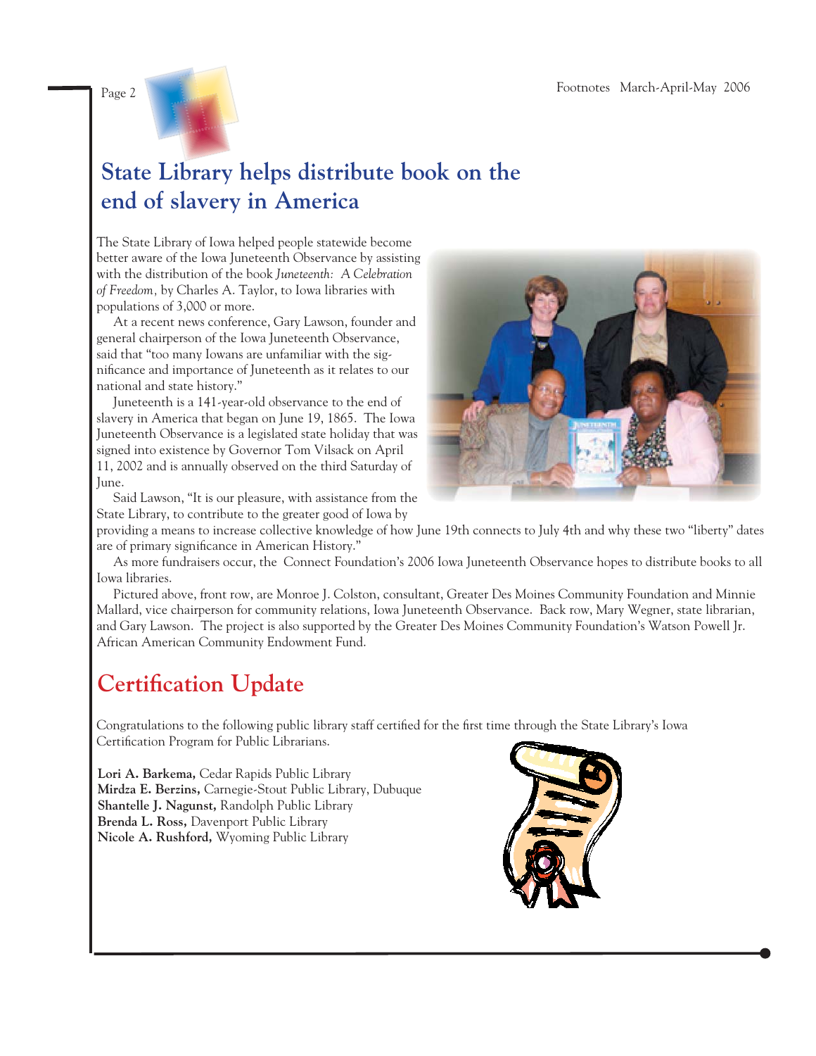# State Library helps distribute book on the end of slavery in America

The State Library of Iowa helped people statewide become better aware of the Iowa Juneteenth Observance by assisting with the distribution of the book *Juneteenth: A Celebration of Freedom*, by Charles A. Taylor, to Iowa libraries with populations of 3,000 or more.

At a recent news conference, Gary Lawson, founder and general chairperson of the Iowa Juneteenth Observance, said that "too many Iowans are unfamiliar with the significance and importance of Juneteenth as it relates to our national and state history."

Juneteenth is a 141-year-old observance to the end of slavery in America that began on June 19, 1865. The Iowa Juneteenth Observance is a legislated state holiday that was signed into existence by Governor Tom Vilsack on April 11, 2002 and is annually observed on the third Saturday of June.

Said Lawson, "It is our pleasure, with assistance from the State Library, to contribute to the greater good of Iowa by providing a means to increase collective knowledge of how June 19th connects to July 4th and why these two "liberty" dates are of primary significance in American History."

As more fundraisers occur, the Connect Foundation's 2006 Iowa Juneteenth Observance hopes to distribute books to all Iowa libraries.

Pictured above, front row, are Monroe J. Colston, consultant, Greater Des Moines Community Foundation and Minnie Mallard, vice chairperson for community relations, Iowa Juneteenth Observance. Back row, Mary Wegner, state librarian, and Gary Lawson. The project is also supported by the Greater Des Moines Community Foundation's Watson Powell Jr. African American Community Endowment Fund.

# Certification Update

Congratulations to the following public library staff certified for the first time through the State Library's Iowa Certification Program for Public Librarians.

**Lori A. Barkema,** Cedar Rapids Public Library
**Mirdza E. Berzins,** Carnegie-Stout Public Library, Dubuque
**Shantelle J. Nagunst,** Randolph Public Library
**Brenda L. Ross,** Davenport Public Library
**Nicole A. Rushford,** Wyoming Public Library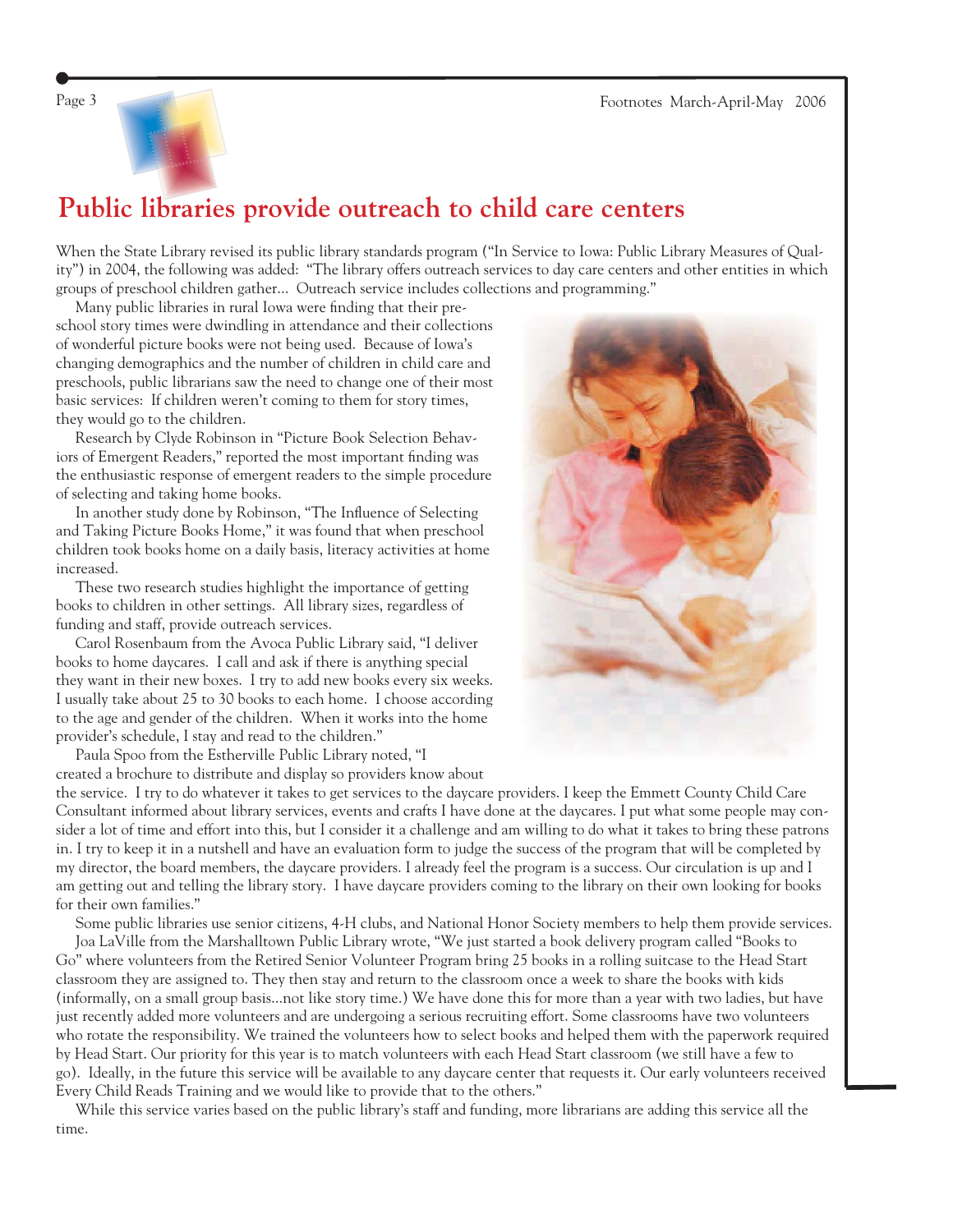# Public libraries provide outreach to child care centers

When the State Library revised its public library standards program ("In Service to Iowa: Public Library Measures of Quality") in 2004, the following was added: "The library offers outreach services to day care centers and other entities in which groups of preschool children gather... Outreach service includes collections and programming."

Many public libraries in rural Iowa were finding that their preschool story times were dwindling in attendance and their collections of wonderful picture books were not being used. Because of Iowa's changing demographics and the number of children in child care and preschools, public librarians saw the need to change one of their most basic services: If children weren't coming to them for story times, they would go to the children.

Research by Clyde Robinson in "Picture Book Selection Behaviors of Emergent Readers," reported the most important finding was the enthusiastic response of emergent readers to the simple procedure of selecting and taking home books.

In another study done by Robinson, "The Influence of Selecting and Taking Picture Books Home," it was found that when preschool children took books home on a daily basis, literacy activities at home increased.

These two research studies highlight the importance of getting books to children in other settings. All library sizes, regardless of funding and staff, provide outreach services.

Carol Rosenbaum from the Avoca Public Library said, "I deliver books to home daycares. I call and ask if there is anything special they want in their new boxes. I try to add new books every six weeks. I usually take about 25 to 30 books to each home. I choose according to the age and gender of the children. When it works into the home provider's schedule, I stay and read to the children."

Paula Spoo from the Estherville Public Library noted, "I created a brochure to distribute and display so providers know about the service. I try to do whatever it takes to get services to the daycare providers. I keep the Emmett County Child Care Consultant informed about library services, events and crafts I have done at the daycares. I put what some people may consider a lot of time and effort into this, but I consider it a challenge and am willing to do what it takes to bring these patrons in. I try to keep it in a nutshell and have an evaluation form to judge the success of the program that will be completed by my director, the board members, the daycare providers. I already feel the program is a success. Our circulation is up and I am getting out and telling the library story. I have daycare providers coming to the library on their own looking for books for their own families."

Some public libraries use senior citizens, 4-H clubs, and National Honor Society members to help them provide services.

Joa LaVille from the Marshalltown Public Library wrote, "We just started a book delivery program called "Books to Go" where volunteers from the Retired Senior Volunteer Program bring 25 books in a rolling suitcase to the Head Start classroom they are assigned to. They then stay and return to the classroom once a week to share the books with kids (informally, on a small group basis...not like story time.) We have done this for more than a year with two ladies, but have just recently added more volunteers and are undergoing a serious recruiting effort. Some classrooms have two volunteers who rotate the responsibility. We trained the volunteers how to select books and helped them with the paperwork required by Head Start. Our priority for this year is to match volunteers with each Head Start classroom (we still have a few to go). Ideally, in the future this service will be available to any daycare center that requests it. Our early volunteers received Every Child Reads Training and we would like to provide that to the others."

While this service varies based on the public library's staff and funding, more librarians are adding this service all the time.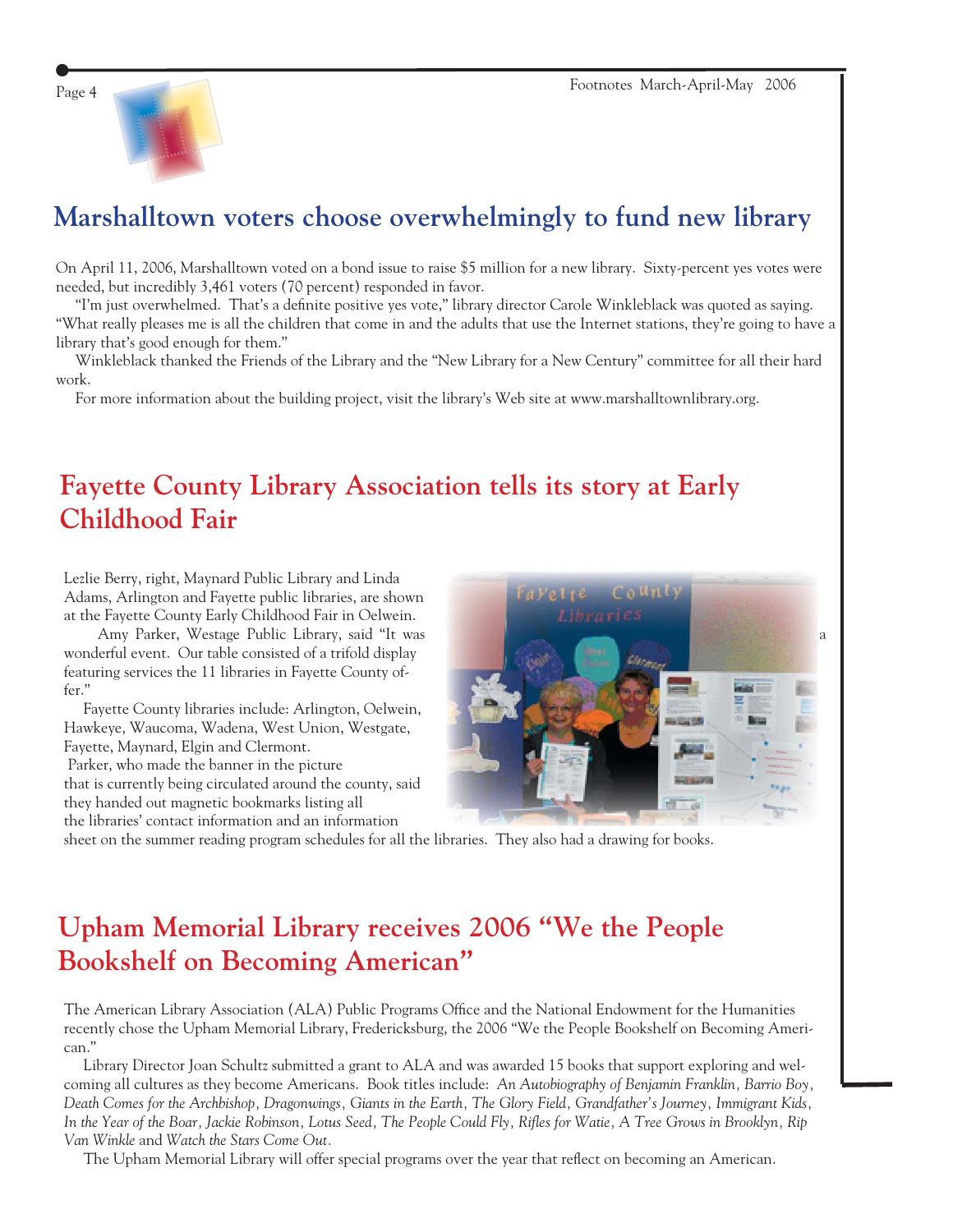## Marshalltown voters choose overwhelmingly to fund new library

On April 11, 2006, Marshalltown voted on a bond issue to raise $5 million for a new library. Sixty-percent yes votes were needed, but incredibly 3,461 voters (70 percent) responded in favor.

"I'm just overwhelmed. That's a definite positive yes vote," library director Carole Winkleblack was quoted as saying. "What really pleases me is all the children that come in and the adults that use the Internet stations, they're going to have a library that's good enough for them."

Winkleblack thanked the Friends of the Library and the "New Library for a New Century" committee for all their hard work.

For more information about the building project, visit the library's Web site at www.marshalltownlibrary.org.

## Fayette County Library Association tells its story at Early Childhood Fair

Lezlie Berry, right, Maynard Public Library and Linda Adams, Arlington and Fayette public libraries, are shown at the Fayette County Early Childhood Fair in Oelwein.

Amy Parker, Westage Public Library, said "It was a wonderful event. Our table consisted of a trifold display featuring services the 11 libraries in Fayette County offer."

Fayette County libraries include: Arlington, Oelwein, Hawkeye, Waucoma, Wadena, West Union, Westgate, Fayette, Maynard, Elgin and Clermont.

Parker, who made the banner in the picture that is currently being circulated around the county, said they handed out magnetic bookmarks listing all the libraries' contact information and an information sheet on the summer reading program schedules for all the libraries. They also had a drawing for books.

## Upham Memorial Library receives 2006 "We the People Bookshelf on Becoming American"

The American Library Association (ALA) Public Programs Office and the National Endowment for the Humanities recently chose the Upham Memorial Library, Fredericksburg, the 2006 "We the People Bookshelf on Becoming American."

Library Director Joan Schultz submitted a grant to ALA and was awarded 15 books that support exploring and welcoming all cultures as they become Americans. Book titles include: *An Autobiography of Benjamin Franklin*, *Barrio Boy*, *Death Comes for the Archbishop*, *Dragonwings*, *Giants in the Earth*, *The Glory Field*, *Grandfather's Journey*, *Immigrant Kids*, *In the Year of the Boar*, *Jackie Robinson*, *Lotus Seed*, *The People Could Fly*, *Rifles for Watie*, *A Tree Grows in Brooklyn*, *Rip Van Winkle* and *Watch the Stars Come Out*.

The Upham Memorial Library will offer special programs over the year that reflect on becoming an American.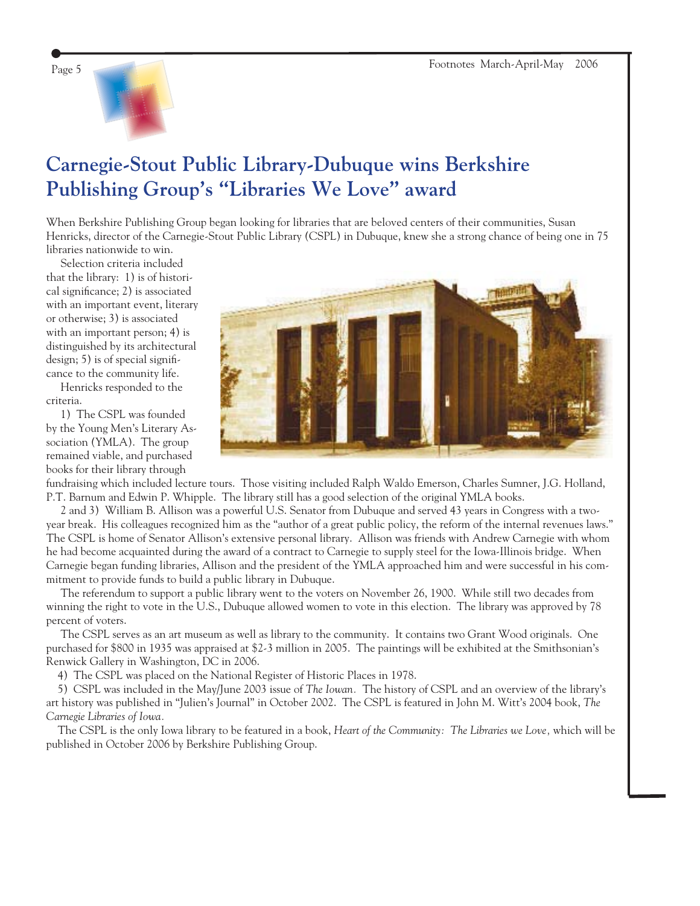# Carnegie-Stout Public Library-Dubuque wins Berkshire Publishing Group's "Libraries We Love" award

When Berkshire Publishing Group began looking for libraries that are beloved centers of their communities, Susan Henricks, director of the Carnegie-Stout Public Library (CSPL) in Dubuque, knew she a strong chance of being one in 75 libraries nationwide to win.

Selection criteria included that the library: 1) is of historical significance; 2) is associated with an important event, literary or otherwise; 3) is associated with an important person; 4) is distinguished by its architectural design; 5) is of special significance to the community life.

Henricks responded to the criteria.

1) The CSPL was founded by the Young Men's Literary Association (YMLA). The group remained viable, and purchased books for their library through fundraising which included lecture tours. Those visiting included Ralph Waldo Emerson, Charles Sumner, J.G. Holland, P.T. Barnum and Edwin P. Whipple. The library still has a good selection of the original YMLA books.

2 and 3) William B. Allison was a powerful U.S. Senator from Dubuque and served 43 years in Congress with a two-year break. His colleagues recognized him as the "author of a great public policy, the reform of the internal revenues laws." The CSPL is home of Senator Allison's extensive personal library. Allison was friends with Andrew Carnegie with whom he had become acquainted during the award of a contract to Carnegie to supply steel for the Iowa-Illinois bridge. When Carnegie began funding libraries, Allison and the president of the YMLA approached him and were successful in his commitment to provide funds to build a public library in Dubuque.

The referendum to support a public library went to the voters on November 26, 1900. While still two decades from winning the right to vote in the U.S., Dubuque allowed women to vote in this election. The library was approved by 78 percent of voters.

The CSPL serves as an art museum as well as library to the community. It contains two Grant Wood originals. One purchased for $800 in 1935 was appraised at $2-3 million in 2005. The paintings will be exhibited at the Smithsonian's Renwick Gallery in Washington, DC in 2006.

4) The CSPL was placed on the National Register of Historic Places in 1978.

5) CSPL was included in the May/June 2003 issue of *The Iowan*. The history of CSPL and an overview of the library's art history was published in "Julien's Journal" in October 2002. The CSPL is featured in John M. Witt's 2004 book, *The Carnegie Libraries of Iowa*.

The CSPL is the only Iowa library to be featured in a book, *Heart of the Community: The Libraries we Love*, which will be published in October 2006 by Berkshire Publishing Group.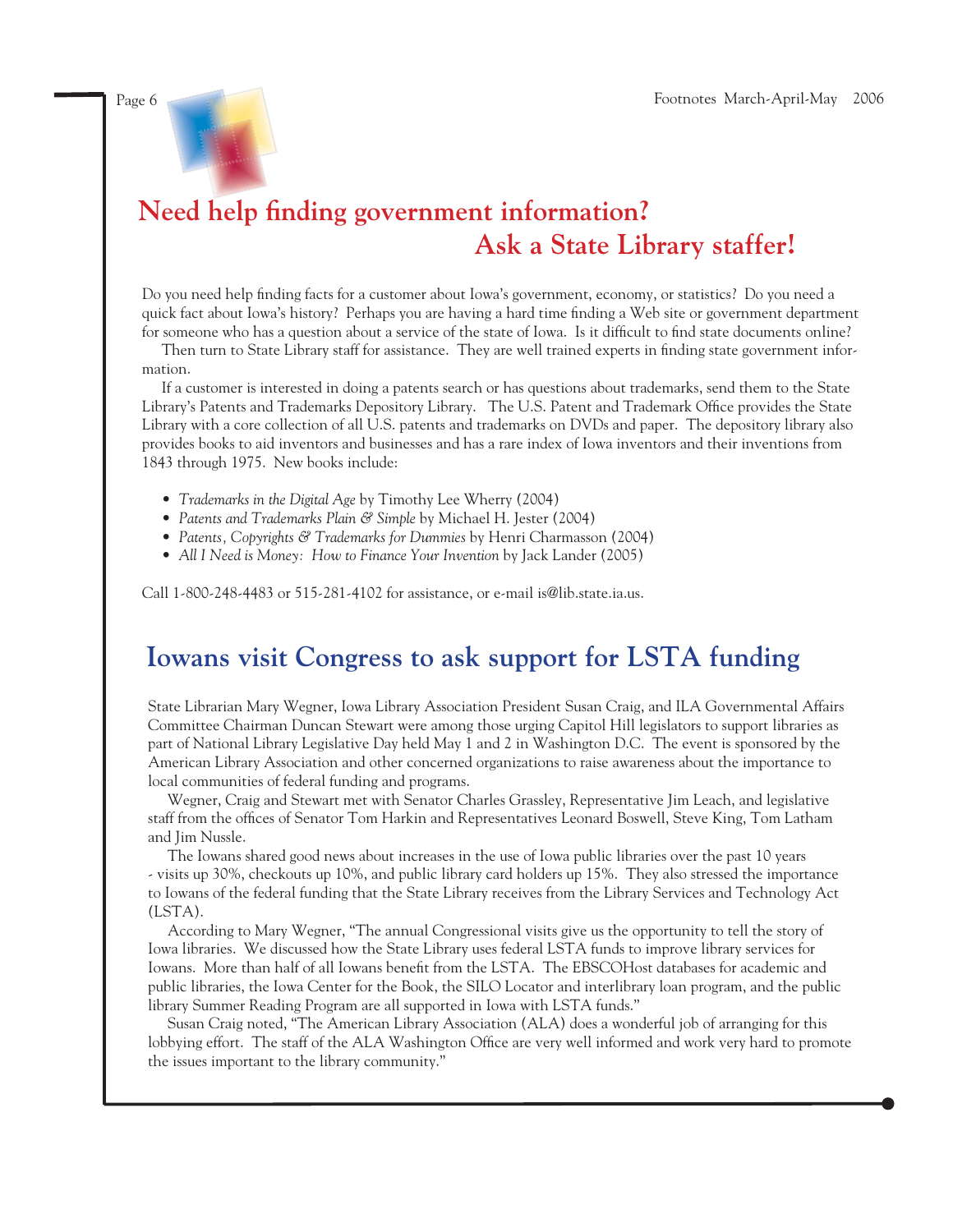# Need help finding government information? Ask a State Library staffer!

Do you need help finding facts for a customer about Iowa's government, economy, or statistics? Do you need a quick fact about Iowa's history? Perhaps you are having a hard time finding a Web site or government department for someone who has a question about a service of the state of Iowa. Is it difficult to find state documents online?

Then turn to State Library staff for assistance. They are well trained experts in finding state government information.

If a customer is interested in doing a patents search or has questions about trademarks, send them to the State Library's Patents and Trademarks Depository Library. The U.S. Patent and Trademark Office provides the State Library with a core collection of all U.S. patents and trademarks on DVDs and paper. The depository library also provides books to aid inventors and businesses and has a rare index of Iowa inventors and their inventions from 1843 through 1975. New books include:

- *Trademarks in the Digital Age* by Timothy Lee Wherry (2004)
- *Patents and Trademarks Plain & Simple* by Michael H. Jester (2004)
- *Patents, Copyrights & Trademarks for Dummies* by Henri Charmasson (2004)
- *All I Need is Money: How to Finance Your Invention* by Jack Lander (2005)

Call 1-800-248-4483 or 515-281-4102 for assistance, or e-mail is@lib.state.ia.us.

# Iowans visit Congress to ask support for LSTA funding

State Librarian Mary Wegner, Iowa Library Association President Susan Craig, and ILA Governmental Affairs Committee Chairman Duncan Stewart were among those urging Capitol Hill legislators to support libraries as part of National Library Legislative Day held May 1 and 2 in Washington D.C. The event is sponsored by the American Library Association and other concerned organizations to raise awareness about the importance to local communities of federal funding and programs.

Wegner, Craig and Stewart met with Senator Charles Grassley, Representative Jim Leach, and legislative staff from the offices of Senator Tom Harkin and Representatives Leonard Boswell, Steve King, Tom Latham and Jim Nussle.

The Iowans shared good news about increases in the use of Iowa public libraries over the past 10 years - visits up 30%, checkouts up 10%, and public library card holders up 15%. They also stressed the importance to Iowans of the federal funding that the State Library receives from the Library Services and Technology Act (LSTA).

According to Mary Wegner, "The annual Congressional visits give us the opportunity to tell the story of Iowa libraries. We discussed how the State Library uses federal LSTA funds to improve library services for Iowans. More than half of all Iowans benefit from the LSTA. The EBSCOHost databases for academic and public libraries, the Iowa Center for the Book, the SILO Locator and interlibrary loan program, and the public library Summer Reading Program are all supported in Iowa with LSTA funds."

Susan Craig noted, "The American Library Association (ALA) does a wonderful job of arranging for this lobbying effort. The staff of the ALA Washington Office are very well informed and work very hard to promote the issues important to the library community."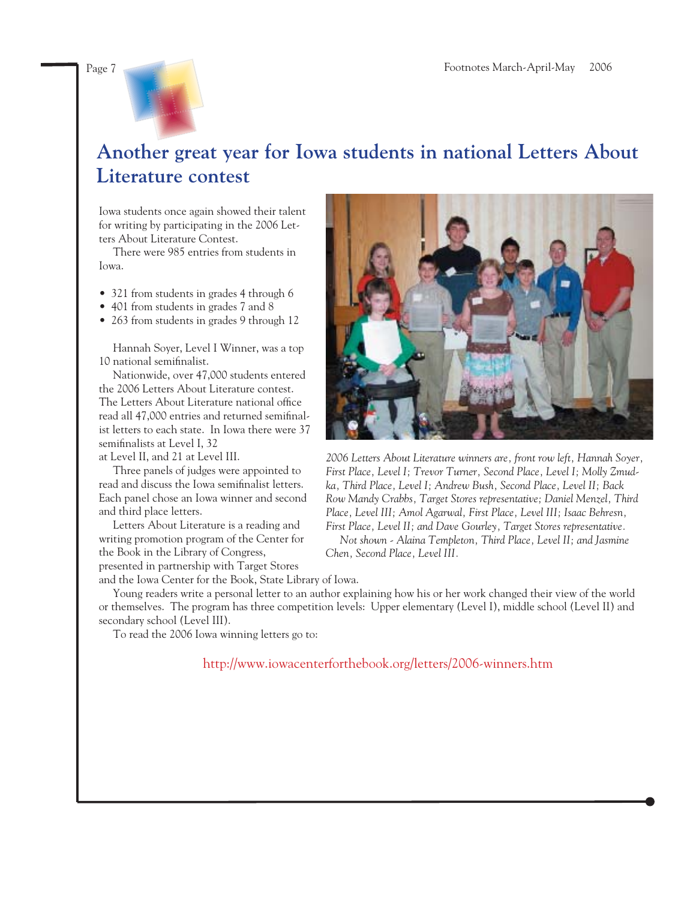# Another great year for Iowa students in national Letters About Literature contest

Iowa students once again showed their talent for writing by participating in the 2006 Letters About Literature Contest.

There were 985 entries from students in Iowa.

- 321 from students in grades 4 through 6
- 401 from students in grades 7 and 8
- 263 from students in grades 9 through 12

Hannah Soyer, Level I Winner, was a top 10 national semifinalist.

Nationwide, over 47,000 students entered the 2006 Letters About Literature contest. The Letters About Literature national office read all 47,000 entries and returned semifinalist letters to each state. In Iowa there were 37 semifinalists at Level I, 32 at Level II, and 21 at Level III.

Three panels of judges were appointed to read and discuss the Iowa semifinalist letters. Each panel chose an Iowa winner and second and third place letters.

Letters About Literature is a reading and writing promotion program of the Center for the Book in the Library of Congress, presented in partnership with Target Stores and the Iowa Center for the Book, State Library of Iowa.

Young readers write a personal letter to an author explaining how his or her work changed their view of the world or themselves. The program has three competition levels: Upper elementary (Level I), middle school (Level II) and secondary school (Level III).

To read the 2006 Iowa winning letters go to:

http://www.iowacenterforthebook.org/letters/2006-winners.htm

*2006 Letters About Literature winners are, front row left, Hannah Soyer, First Place, Level I; Trevor Turner, Second Place, Level I; Molly Zmudka, Third Place, Level I; Andrew Bush, Second Place, Level II; Back Row Mandy Crabbs, Target Stores representative; Daniel Menzel, Third Place, Level III; Amol Agarwal, First Place, Level III; Isaac Behresn, First Place, Level II; and Dave Gourley, Target Stores representative.*

*Not shown - Alaina Templeton, Third Place, Level II; and Jasmine Chen, Second Place, Level III.*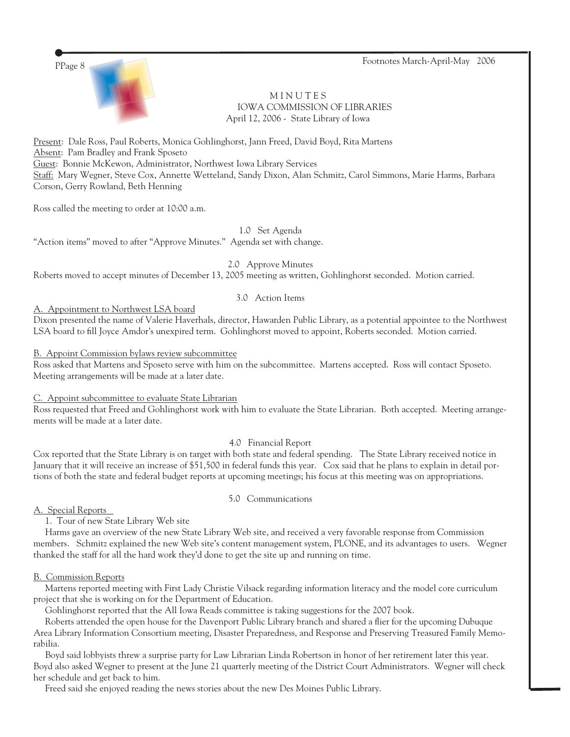# MINUTES
## IOWA COMMISSION OF LIBRARIES
### April 12, 2006 - State Library of Iowa

Present: Dale Ross, Paul Roberts, Monica Gohlinghorst, Jann Freed, David Boyd, Rita Martens
Absent: Pam Bradley and Frank Sposeto
Guest: Bonnie McKewon, Administrator, Northwest Iowa Library Services
Staff: Mary Wegner, Steve Cox, Annette Wetteland, Sandy Dixon, Alan Schmitz, Carol Simmons, Marie Harms, Barbara Corson, Gerry Rowland, Beth Henning

Ross called the meeting to order at 10:00 a.m.

### 1.0 Set Agenda

"Action items" moved to after "Approve Minutes." Agenda set with change.

### 2.0 Approve Minutes

Roberts moved to accept minutes of December 13, 2005 meeting as written, Gohlinghorst seconded. Motion carried.

### 3.0 Action Items

A. Appointment to Northwest LSA board

Dixon presented the name of Valerie Haverhals, director, Hawarden Public Library, as a potential appointee to the Northwest LSA board to fill Joyce Amdor's unexpired term. Gohlinghorst moved to appoint, Roberts seconded. Motion carried.

B. Appoint Commission bylaws review subcommittee

Ross asked that Martens and Sposeto serve with him on the subcommittee. Martens accepted. Ross will contact Sposeto. Meeting arrangements will be made at a later date.

C. Appoint subcommittee to evaluate State Librarian

Ross requested that Freed and Gohlinghorst work with him to evaluate the State Librarian. Both accepted. Meeting arrangements will be made at a later date.

### 4.0 Financial Report

Cox reported that the State Library is on target with both state and federal spending. The State Library received notice in January that it will receive an increase of $51,500 in federal funds this year. Cox said that he plans to explain in detail portions of both the state and federal budget reports at upcoming meetings; his focus at this meeting was on appropriations.

### 5.0 Communications

A. Special Reports

1. Tour of new State Library Web site

Harms gave an overview of the new State Library Web site, and received a very favorable response from Commission members. Schmitz explained the new Web site's content management system, PLONE, and its advantages to users. Wegner thanked the staff for all the hard work they'd done to get the site up and running on time.

B. Commission Reports

Martens reported meeting with First Lady Christie Vilsack regarding information literacy and the model core curriculum project that she is working on for the Department of Education.

Gohlinghorst reported that the All Iowa Reads committee is taking suggestions for the 2007 book.

Roberts attended the open house for the Davenport Public Library branch and shared a flier for the upcoming Dubuque Area Library Information Consortium meeting, Disaster Preparedness, and Response and Preserving Treasured Family Memorabilia.

Boyd said lobbyists threw a surprise party for Law Librarian Linda Robertson in honor of her retirement later this year. Boyd also asked Wegner to present at the June 21 quarterly meeting of the District Court Administrators. Wegner will check her schedule and get back to him.

Freed said she enjoyed reading the news stories about the new Des Moines Public Library.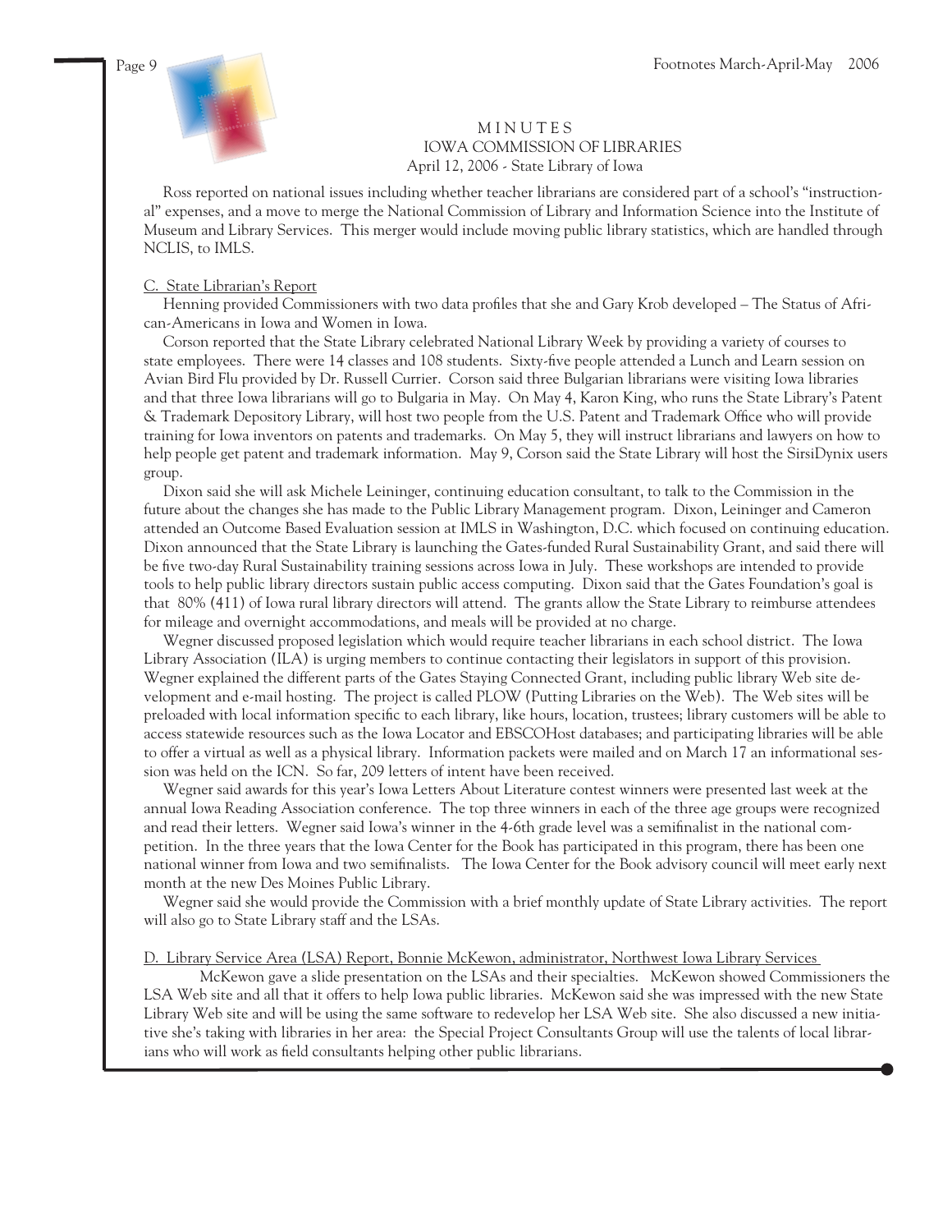MINUTES
IOWA COMMISSION OF LIBRARIES
April 12, 2006 - State Library of Iowa

Ross reported on national issues including whether teacher librarians are considered part of a school's "instructional" expenses, and a move to merge the National Commission of Library and Information Science into the Institute of Museum and Library Services. This merger would include moving public library statistics, which are handled through NCLIS, to IMLS.

C. State Librarian's Report

Henning provided Commissioners with two data profiles that she and Gary Krob developed – The Status of African-Americans in Iowa and Women in Iowa.

Corson reported that the State Library celebrated National Library Week by providing a variety of courses to state employees. There were 14 classes and 108 students. Sixty-five people attended a Lunch and Learn session on Avian Bird Flu provided by Dr. Russell Currier. Corson said three Bulgarian librarians were visiting Iowa libraries and that three Iowa librarians will go to Bulgaria in May. On May 4, Karon King, who runs the State Library's Patent & Trademark Depository Library, will host two people from the U.S. Patent and Trademark Office who will provide training for Iowa inventors on patents and trademarks. On May 5, they will instruct librarians and lawyers on how to help people get patent and trademark information. May 9, Corson said the State Library will host the SirsiDynix users group.

Dixon said she will ask Michele Leininger, continuing education consultant, to talk to the Commission in the future about the changes she has made to the Public Library Management program. Dixon, Leininger and Cameron attended an Outcome Based Evaluation session at IMLS in Washington, D.C. which focused on continuing education. Dixon announced that the State Library is launching the Gates-funded Rural Sustainability Grant, and said there will be five two-day Rural Sustainability training sessions across Iowa in July. These workshops are intended to provide tools to help public library directors sustain public access computing. Dixon said that the Gates Foundation's goal is that 80% (411) of Iowa rural library directors will attend. The grants allow the State Library to reimburse attendees for mileage and overnight accommodations, and meals will be provided at no charge.

Wegner discussed proposed legislation which would require teacher librarians in each school district. The Iowa Library Association (ILA) is urging members to continue contacting their legislators in support of this provision. Wegner explained the different parts of the Gates Staying Connected Grant, including public library Web site development and e-mail hosting. The project is called PLOW (Putting Libraries on the Web). The Web sites will be preloaded with local information specific to each library, like hours, location, trustees; library customers will be able to access statewide resources such as the Iowa Locator and EBSCOHost databases; and participating libraries will be able to offer a virtual as well as a physical library. Information packets were mailed and on March 17 an informational session was held on the ICN. So far, 209 letters of intent have been received.

Wegner said awards for this year's Iowa Letters About Literature contest winners were presented last week at the annual Iowa Reading Association conference. The top three winners in each of the three age groups were recognized and read their letters. Wegner said Iowa's winner in the 4-6th grade level was a semifinalist in the national competition. In the three years that the Iowa Center for the Book has participated in this program, there has been one national winner from Iowa and two semifinalists. The Iowa Center for the Book advisory council will meet early next month at the new Des Moines Public Library.

Wegner said she would provide the Commission with a brief monthly update of State Library activities. The report will also go to State Library staff and the LSAs.

D. Library Service Area (LSA) Report, Bonnie McKewon, administrator, Northwest Iowa Library Services

McKewon gave a slide presentation on the LSAs and their specialties. McKewon showed Commissioners the LSA Web site and all that it offers to help Iowa public libraries. McKewon said she was impressed with the new State Library Web site and will be using the same software to redevelop her LSA Web site. She also discussed a new initiative she's taking with libraries in her area: the Special Project Consultants Group will use the talents of local librarians who will work as field consultants helping other public librarians.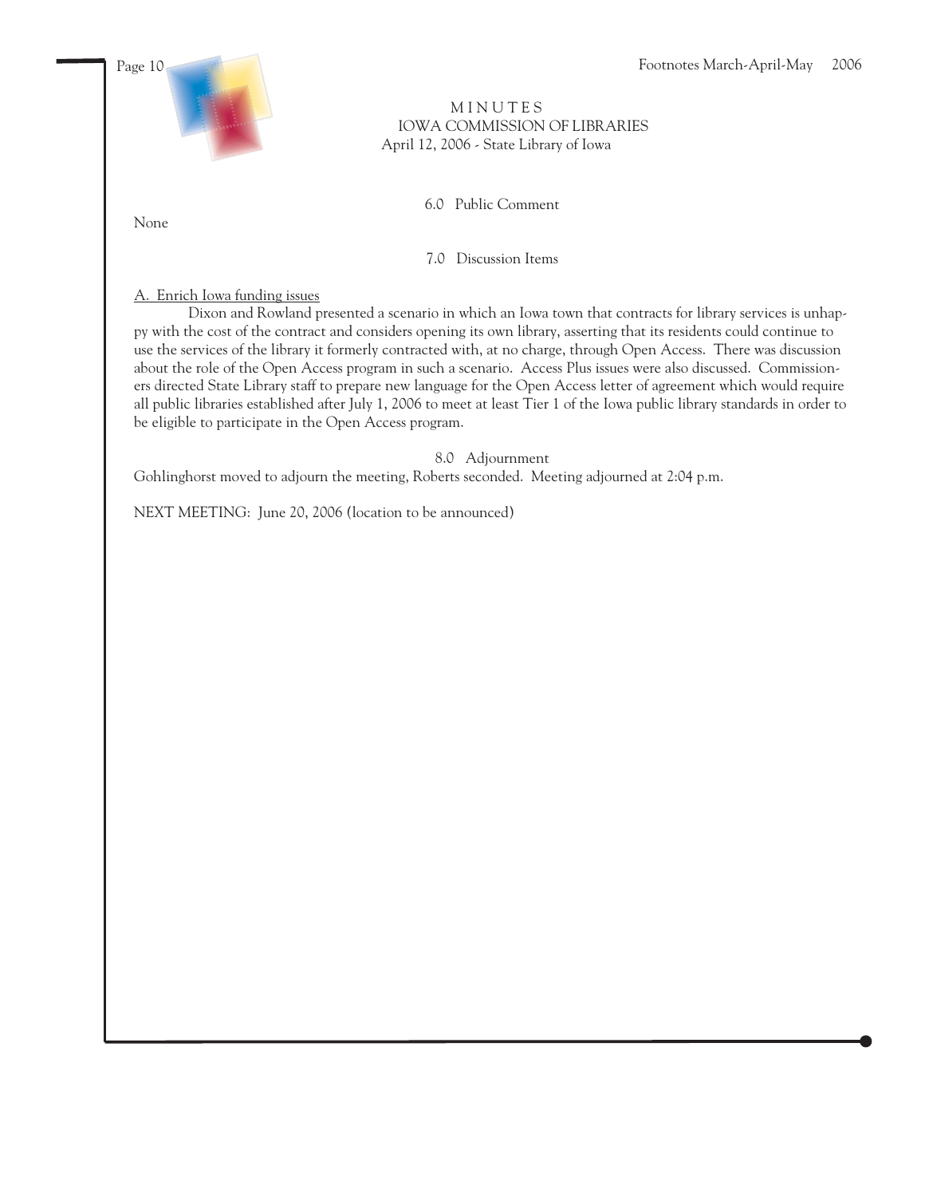# MINUTES

## IOWA COMMISSION OF LIBRARIES

April 12, 2006 - State Library of Iowa

### 6.0 Public Comment

None

### 7.0 Discussion Items

A. Enrich Iowa funding issues

Dixon and Rowland presented a scenario in which an Iowa town that contracts for library services is unhappy with the cost of the contract and considers opening its own library, asserting that its residents could continue to use the services of the library it formerly contracted with, at no charge, through Open Access. There was discussion about the role of the Open Access program in such a scenario. Access Plus issues were also discussed. Commissioners directed State Library staff to prepare new language for the Open Access letter of agreement which would require all public libraries established after July 1, 2006 to meet at least Tier 1 of the Iowa public library standards in order to be eligible to participate in the Open Access program.

### 8.0 Adjournment

Gohlinghorst moved to adjourn the meeting, Roberts seconded. Meeting adjourned at 2:04 p.m.

NEXT MEETING: June 20, 2006 (location to be announced)